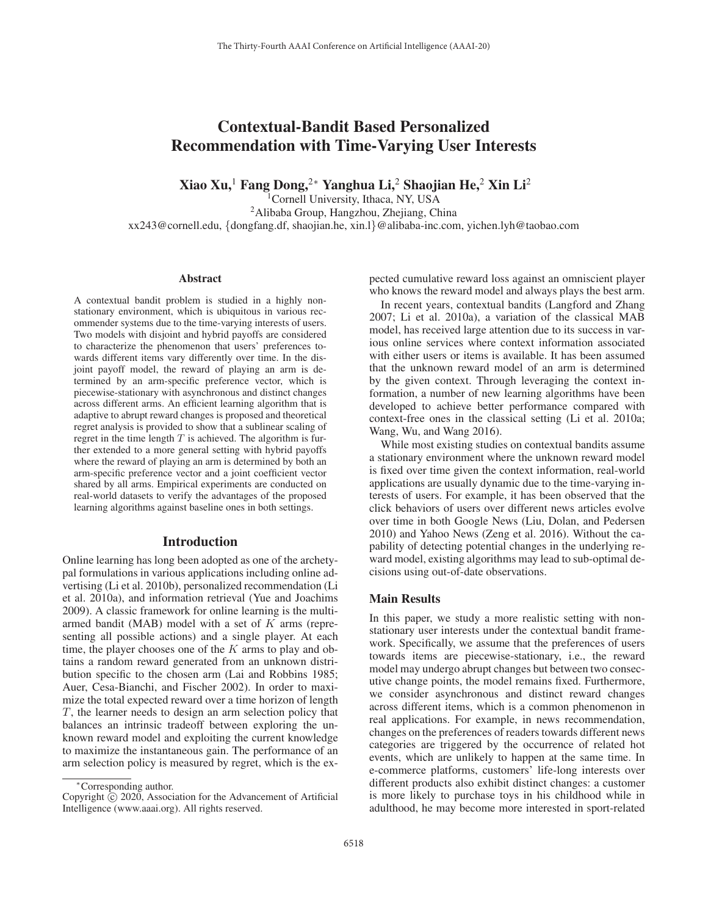# Contextual-Bandit Based Personalized Recommendation with Time-Varying User Interests

**Xiao Xu,[1] Fang Dong,[2*] Yanghua Li,[2] Shaojian He,[2] Xin Li[2]**

[1]Cornell University, Ithaca, NY, USA
[2]Alibaba Group, Hangzhou, Zhejiang, China
xx243@cornell.edu, {dongfang.df, shaojian.he, xin.l}@alibaba-inc.com, yichen.lyh@taobao.com

## Abstract

A contextual bandit problem is studied in a highly non-stationary environment, which is ubiquitous in various recommender systems due to the time-varying interests of users. Two models with disjoint and hybrid payoffs are considered to characterize the phenomenon that users' preferences towards different items vary differently over time. In the disjoint payoff model, the reward of playing an arm is determined by an arm-specific preference vector, which is piecewise-stationary with asynchronous and distinct changes across different arms. An efficient learning algorithm that is adaptive to abrupt reward changes is proposed and theoretical regret analysis is provided to show that a sublinear scaling of regret in the time length $T$ is achieved. The algorithm is further extended to a more general setting with hybrid payoffs where the reward of playing an arm is determined by both an arm-specific preference vector and a joint coefficient vector shared by all arms. Empirical experiments are conducted on real-world datasets to verify the advantages of the proposed learning algorithms against baseline ones in both settings.

## Introduction

Online learning has long been adopted as one of the archetypal formulations in various applications including online advertising (Li et al. 2010b), personalized recommendation (Li et al. 2010a), and information retrieval (Yue and Joachims 2009). A classic framework for online learning is the multi-armed bandit (MAB) model with a set of $K$ arms (representing all possible actions) and a single player. At each time, the player chooses one of the $K$ arms to play and obtains a random reward generated from an unknown distribution specific to the chosen arm (Lai and Robbins 1985; Auer, Cesa-Bianchi, and Fischer 2002). In order to maximize the total expected reward over a time horizon of length $T$, the learner needs to design an arm selection policy that balances an intrinsic tradeoff between exploring the unknown reward model and exploiting the current knowledge to maximize the instantaneous gain. The performance of an arm selection policy is measured by regret, which is the expected cumulative reward loss against an omniscient player who knows the reward model and always plays the best arm.

In recent years, contextual bandits (Langford and Zhang 2007; Li et al. 2010a), a variation of the classical MAB model, has received large attention due to its success in various online services where context information associated with either users or items is available. It has been assumed that the unknown reward model of an arm is determined by the given context. Through leveraging the context information, a number of new learning algorithms have been developed to achieve better performance compared with context-free ones in the classical setting (Li et al. 2010a; Wang, Wu, and Wang 2016).

While most existing studies on contextual bandits assume a stationary environment where the unknown reward model is fixed over time given the context information, real-world applications are usually dynamic due to the time-varying interests of users. For example, it has been observed that the click behaviors of users over different news articles evolve over time in both Google News (Liu, Dolan, and Pedersen 2010) and Yahoo News (Zeng et al. 2016). Without the capability of detecting potential changes in the underlying reward model, existing algorithms may lead to sub-optimal decisions using out-of-date observations.

### Main Results

In this paper, we study a more realistic setting with non-stationary user interests under the contextual bandit framework. Specifically, we assume that the preferences of users towards items are piecewise-stationary, i.e., the reward model may undergo abrupt changes but between two consecutive change points, the model remains fixed. Furthermore, we consider asynchronous and distinct reward changes across different items, which is a common phenomenon in real applications. For example, in news recommendation, changes on the preferences of readers towards different news categories are triggered by the occurrence of related hot events, which are unlikely to happen at the same time. In e-commerce platforms, customers' life-long interests over different products also exhibit distinct changes: a customer is more likely to purchase toys in his childhood while in adulthood, he may become more interested in sport-related

*Corresponding author.
Copyright © 2020, Association for the Advancement of Artificial Intelligence (www.aaai.org). All rights reserved.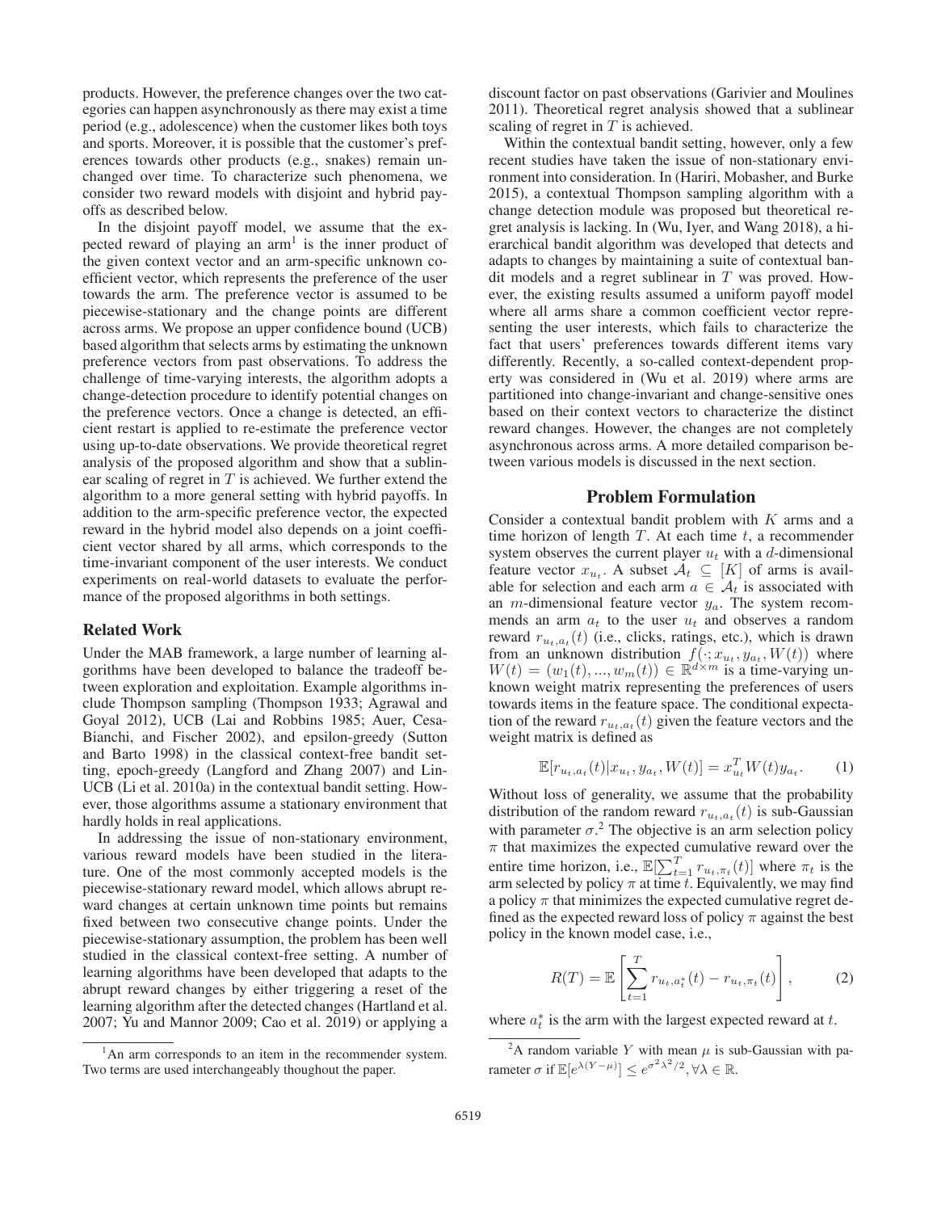products. However, the preference changes over the two categories can happen asynchronously as there may exist a time period (e.g., adolescence) when the customer likes both toys and sports. Moreover, it is possible that the customer's preferences towards other products (e.g., snakes) remain unchanged over time. To characterize such phenomena, we consider two reward models with disjoint and hybrid payoffs as described below.

In the disjoint payoff model, we assume that the expected reward of playing an arm[1] is the inner product of the given context vector and an arm-specific unknown coefficient vector, which represents the preference of the user towards the arm. The preference vector is assumed to be piecewise-stationary and the change points are different across arms. We propose an upper confidence bound (UCB) based algorithm that selects arms by estimating the unknown preference vectors from past observations. To address the challenge of time-varying interests, the algorithm adopts a change-detection procedure to identify potential changes on the preference vectors. Once a change is detected, an efficient restart is applied to re-estimate the preference vector using up-to-date observations. We provide theoretical regret analysis of the proposed algorithm and show that a sublinear scaling of regret in $T$ is achieved. We further extend the algorithm to a more general setting with hybrid payoffs. In addition to the arm-specific preference vector, the expected reward in the hybrid model also depends on a joint coefficient vector shared by all arms, which corresponds to the time-invariant component of the user interests. We conduct experiments on real-world datasets to evaluate the performance of the proposed algorithms in both settings.

## Related Work

Under the MAB framework, a large number of learning algorithms have been developed to balance the tradeoff between exploration and exploitation. Example algorithms include Thompson sampling (Thompson 1933; Agrawal and Goyal 2012), UCB (Lai and Robbins 1985; Auer, Cesa-Bianchi, and Fischer 2002), and epsilon-greedy (Sutton and Barto 1998) in the classical context-free bandit setting, epoch-greedy (Langford and Zhang 2007) and Lin-UCB (Li et al. 2010a) in the contextual bandit setting. However, those algorithms assume a stationary environment that hardly holds in real applications.

In addressing the issue of non-stationary environment, various reward models have been studied in the literature. One of the most commonly accepted models is the piecewise-stationary reward model, which allows abrupt reward changes at certain unknown time points but remains fixed between two consecutive change points. Under the piecewise-stationary assumption, the problem has been well studied in the classical context-free setting. A number of learning algorithms have been developed that adapts to the abrupt reward changes by either triggering a reset of the learning algorithm after the detected changes (Hartland et al. 2007; Yu and Mannor 2009; Cao et al. 2019) or applying a discount factor on past observations (Garivier and Moulines 2011). Theoretical regret analysis showed that a sublinear scaling of regret in $T$ is achieved.

Within the contextual bandit setting, however, only a few recent studies have taken the issue of non-stationary environment into consideration. In (Hariri, Mobasher, and Burke 2015), a contextual Thompson sampling algorithm with a change detection module was proposed but theoretical regret analysis is lacking. In (Wu, Iyer, and Wang 2018), a hierarchical bandit algorithm was developed that detects and adapts to changes by maintaining a suite of contextual bandit models and a regret sublinear in $T$ was proved. However, the existing results assumed a uniform payoff model where all arms share a common coefficient vector representing the user interests, which fails to characterize the fact that users' preferences towards different items vary differently. Recently, a so-called context-dependent property was considered in (Wu et al. 2019) where arms are partitioned into change-invariant and change-sensitive ones based on their context vectors to characterize the distinct reward changes. However, the changes are not completely asynchronous across arms. A more detailed comparison between various models is discussed in the next section.

## Problem Formulation

Consider a contextual bandit problem with $K$ arms and a time horizon of length $T$. At each time $t$, a recommender system observes the current player $u_t$ with a $d$-dimensional feature vector $x_{u_t}$. A subset $\mathcal{A}_t \subseteq [K]$ of arms is available for selection and each arm $a \in \mathcal{A}_t$ is associated with an $m$-dimensional feature vector $y_a$. The system recommends an arm $a_t$ to the user $u_t$ and observes a random reward $r_{u_t,a_t}(t)$ (i.e., clicks, ratings, etc.), which is drawn from an unknown distribution $f(\cdot; x_{u_t}, y_{a_t}, W(t))$ where $W(t) = (w_1(t), ..., w_m(t)) \in \mathbb{R}^{d \times m}$ is a time-varying unknown weight matrix representing the preferences of users towards items in the feature space. The conditional expectation of the reward $r_{u_t,a_t}(t)$ given the feature vectors and the weight matrix is defined as

$$\mathbb{E}[r_{u_t,a_t}(t)|x_{u_t}, y_{a_t}, W(t)] = x_{u_t}^T W(t) y_{a_t}. \tag{1}$$

Without loss of generality, we assume that the probability distribution of the random reward $r_{u_t,a_t}(t)$ is sub-Gaussian with parameter $\sigma$.[2] The objective is an arm selection policy $\pi$ that maximizes the expected cumulative reward over the entire time horizon, i.e., $\mathbb{E}[\sum_{t=1}^{T} r_{u_t,\pi_t}(t)]$ where $\pi_t$ is the arm selected by policy $\pi$ at time $t$. Equivalently, we may find a policy $\pi$ that minimizes the expected cumulative regret defined as the expected reward loss of policy $\pi$ against the best policy in the known model case, i.e.,

$$R(T) = \mathbb{E}\left[\sum_{t=1}^{T} r_{u_t,a_t^*}(t) - r_{u_t,\pi_t}(t)\right], \tag{2}$$

where $a_t^*$ is the arm with the largest expected reward at $t$.

[1] An arm corresponds to an item in the recommender system. Two terms are used interchangeably thoughout the paper.

[2] A random variable $Y$ with mean $\mu$ is sub-Gaussian with parameter $\sigma$ if $\mathbb{E}[e^{\lambda(Y-\mu)}] \leq e^{\sigma^2\lambda^2/2}, \forall \lambda \in \mathbb{R}$.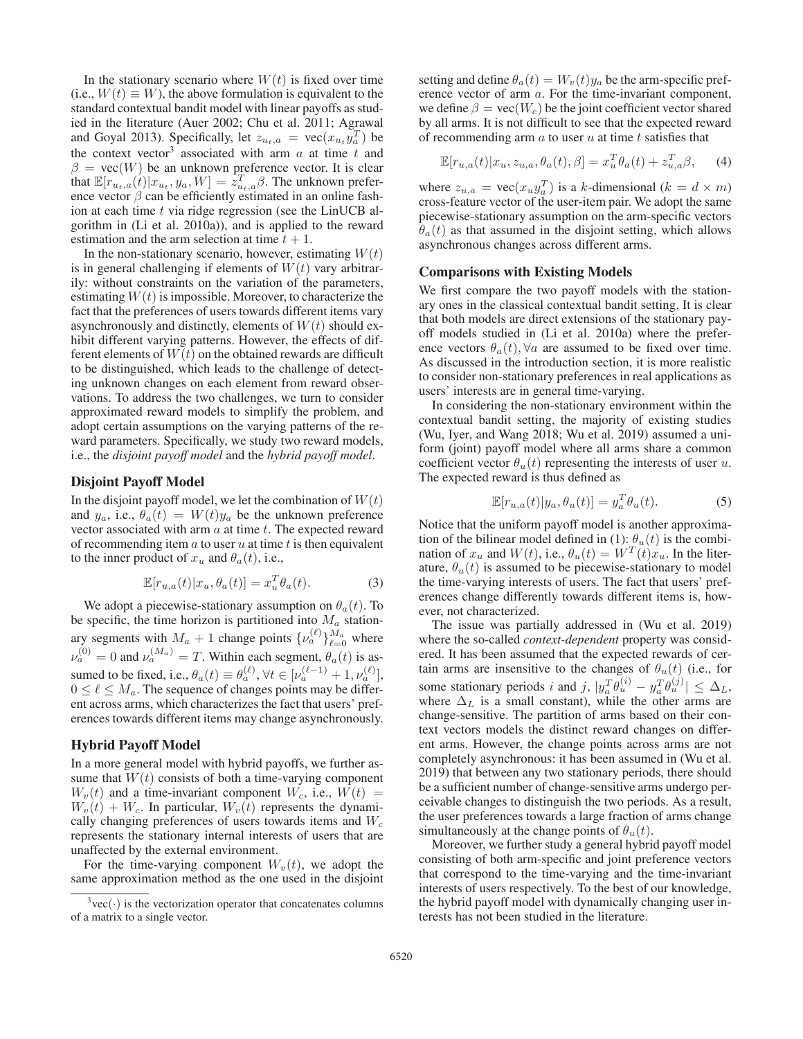In the stationary scenario where $W(t)$ is fixed over time (i.e., $W(t) \equiv W$), the above formulation is equivalent to the standard contextual bandit model with linear payoffs as studied in the literature (Auer 2002; Chu et al. 2011; Agrawal and Goyal 2013). Specifically, let $z_{u_t,a} = \text{vec}(x_{u_t} y_a^T)$ be the context vector[3] associated with arm $a$ at time $t$ and $\beta = \text{vec}(W)$ be an unknown preference vector. It is clear that $\mathbb{E}[r_{u_t,a}(t)|x_{u_t}, y_a, W] = z_{u_t,a}^T \beta$. The unknown preference vector $\beta$ can be efficiently estimated in an online fashion at each time $t$ via ridge regression (see the LinUCB algorithm in (Li et al. 2010a)), and is applied to the reward estimation and the arm selection at time $t+1$.

In the non-stationary scenario, however, estimating $W(t)$ is in general challenging if elements of $W(t)$ vary arbitrarily: without constraints on the variation of the parameters, estimating $W(t)$ is impossible. Moreover, to characterize the fact that the preferences of users towards different items vary asynchronously and distinctly, elements of $W(t)$ should exhibit different varying patterns. However, the effects of different elements of $W(t)$ on the obtained rewards are difficult to be distinguished, which leads to the challenge of detecting unknown changes on each element from reward observations. To address the two challenges, we turn to consider approximated reward models to simplify the problem, and adopt certain assumptions on the varying patterns of the reward parameters. Specifically, we study two reward models, i.e., the *disjoint payoff model* and the *hybrid payoff model*.

### Disjoint Payoff Model

In the disjoint payoff model, we let the combination of $W(t)$ and $y_a$, i.e., $\theta_a(t) = W(t) y_a$ be the unknown preference vector associated with arm $a$ at time $t$. The expected reward of recommending item $a$ to user $u$ at time $t$ is then equivalent to the inner product of $x_u$ and $\theta_a(t)$, i.e.,

$$\mathbb{E}[r_{u,a}(t)|x_u, \theta_a(t)] = x_u^T \theta_a(t). \tag{3}$$

We adopt a piecewise-stationary assumption on $\theta_a(t)$. To be specific, the time horizon is partitioned into $M_a$ stationary segments with $M_a + 1$ change points $\{\nu_a^{(\ell)}\}_{\ell=0}^{M_a}$ where $\nu_a^{(0)} = 0$ and $\nu_a^{(M_a)} = T$. Within each segment, $\theta_a(t)$ is assumed to be fixed, i.e., $\theta_a(t) \equiv \theta_a^{(\ell)}, \forall t \in [\nu_a^{(\ell-1)} + 1, \nu_a^{(\ell)}]$, $0 \leq \ell \leq M_a$. The sequence of changes points may be different across arms, which characterizes the fact that users' preferences towards different items may change asynchronously.

### Hybrid Payoff Model

In a more general model with hybrid payoffs, we further assume that $W(t)$ consists of both a time-varying component $W_v(t)$ and a time-invariant component $W_c$, i.e., $W(t) = W_v(t) + W_c$. In particular, $W_v(t)$ represents the dynamically changing preferences of users towards items and $W_c$ represents the stationary internal interests of users that are unaffected by the external environment.

For the time-varying component $W_v(t)$, we adopt the same approximation method as the one used in the disjoint setting and define $\theta_a(t) = W_v(t) y_a$ be the arm-specific preference vector of arm $a$. For the time-invariant component, we define $\beta = \text{vec}(W_c)$ be the joint coefficient vector shared by all arms. It is not difficult to see that the expected reward of recommending arm $a$ to user $u$ at time $t$ satisfies that

$$\mathbb{E}[r_{u,a}(t)|x_u, z_{u,a}, \theta_a(t), \beta] = x_u^T \theta_a(t) + z_{u,a}^T \beta, \tag{4}$$

where $z_{u,a} = \text{vec}(x_u y_a^T)$ is a $k$-dimensional ($k = d \times m$) cross-feature vector of the user-item pair. We adopt the same piecewise-stationary assumption on the arm-specific vectors $\theta_a(t)$ as that assumed in the disjoint setting, which allows asynchronous changes across different arms.

### Comparisons with Existing Models

We first compare the two payoff models with the stationary ones in the classical contextual bandit setting. It is clear that both models are direct extensions of the stationary payoff models studied in (Li et al. 2010a) where the preference vectors $\theta_a(t), \forall a$ are assumed to be fixed over time. As discussed in the introduction section, it is more realistic to consider non-stationary preferences in real applications as users' interests are in general time-varying.

In considering the non-stationary environment within the contextual bandit setting, the majority of existing studies (Wu, Iyer, and Wang 2018; Wu et al. 2019) assumed a uniform (joint) payoff model where all arms share a common coefficient vector $\theta_u(t)$ representing the interests of user $u$. The expected reward is thus defined as

$$\mathbb{E}[r_{u,a}(t)|y_a, \theta_u(t)] = y_a^T \theta_u(t). \tag{5}$$

Notice that the uniform payoff model is another approximation of the bilinear model defined in (1): $\theta_u(t)$ is the combination of $x_u$ and $W(t)$, i.e., $\theta_u(t) = W^T(t) x_u$. In the literature, $\theta_u(t)$ is assumed to be piecewise-stationary to model the time-varying interests of users. The fact that users' preferences change differently towards different items is, however, not characterized.

The issue was partially addressed in (Wu et al. 2019) where the so-called *context-dependent* property was considered. It has been assumed that the expected rewards of certain arms are insensitive to the changes of $\theta_u(t)$ (i.e., for some stationary periods $i$ and $j$, $|y_a^T \theta_u^{(i)} - y_a^T \theta_u^{(j)}| \leq \Delta_L$, where $\Delta_L$ is a small constant), while the other arms are change-sensitive. The partition of arms based on their context vectors models the distinct reward changes on different arms. However, the change points across arms are not completely asynchronous: it has been assumed in (Wu et al. 2019) that between any two stationary periods, there should be a sufficient number of change-sensitive arms undergo perceivable changes to distinguish the two periods. As a result, the user preferences towards a large fraction of arms change simultaneously at the change points of $\theta_u(t)$.

Moreover, we further study a general hybrid payoff model consisting of both arm-specific and joint preference vectors that correspond to the time-varying and the time-invariant interests of users respectively. To the best of our knowledge, the hybrid payoff model with dynamically changing user interests has not been studied in the literature.

[3] $\text{vec}(\cdot)$ is the vectorization operator that concatenates columns of a matrix to a single vector.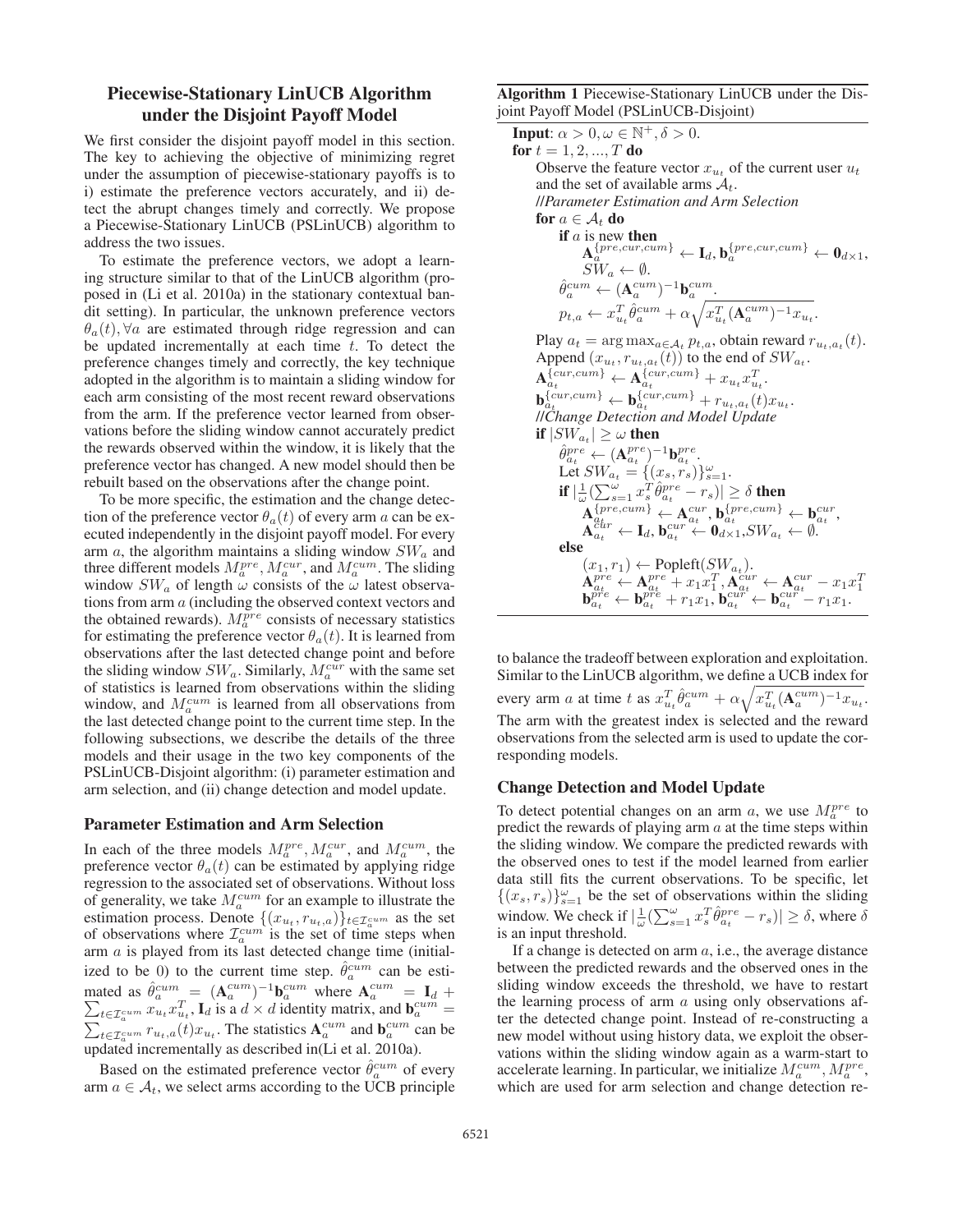## Piecewise-Stationary LinUCB Algorithm under the Disjoint Payoff Model

We first consider the disjoint payoff model in this section. The key to achieving the objective of minimizing regret under the assumption of piecewise-stationary payoffs is to i) estimate the preference vectors accurately, and ii) detect the abrupt changes timely and correctly. We propose a Piecewise-Stationary LinUCB (PSLinUCB) algorithm to address the two issues.

To estimate the preference vectors, we adopt a learning structure similar to that of the LinUCB algorithm (proposed in (Li et al. 2010a) in the stationary contextual bandit setting). In particular, the unknown preference vectors $\theta_a(t), \forall a$ are estimated through ridge regression and can be updated incrementally at each time $t$. To detect the preference changes timely and correctly, the key technique adopted in the algorithm is to maintain a sliding window for each arm consisting of the most recent reward observations from the arm. If the preference vector learned from observations before the sliding window cannot accurately predict the rewards observed within the window, it is likely that the preference vector has changed. A new model should then be rebuilt based on the observations after the change point.

To be more specific, the estimation and the change detection of the preference vector $\theta_a(t)$ of every arm $a$ can be executed independently in the disjoint payoff model. For every arm $a$, the algorithm maintains a sliding window $SW_a$ and three different models $M_a^{pre}, M_a^{cur}$, and $M_a^{cum}$. The sliding window $SW_a$ of length $\omega$ consists of the $\omega$ latest observations from arm $a$ (including the observed context vectors and the obtained rewards). $M_a^{pre}$ consists of necessary statistics for estimating the preference vector $\theta_a(t)$. It is learned from observations after the last detected change point and before the sliding window $SW_a$. Similarly, $M_a^{cur}$ with the same set of statistics is learned from observations within the sliding window, and $M_a^{cum}$ is learned from all observations from the last detected change point to the current time step. In the following subsections, we describe the details of the three models and their usage in the two key components of the PSLinUCB-Disjoint algorithm: (i) parameter estimation and arm selection, and (ii) change detection and model update.

### Parameter Estimation and Arm Selection

In each of the three models $M_a^{pre}, M_a^{cur}$, and $M_a^{cum}$, the preference vector $\theta_a(t)$ can be estimated by applying ridge regression to the associated set of observations. Without loss of generality, we take $M_a^{cum}$ for an example to illustrate the estimation process. Denote $\{(x_{u_t}, r_{u_t,a})\}_{t\in\mathcal{I}_a^{cum}}$ as the set of observations where $\mathcal{I}_a^{cum}$ is the set of time steps when arm $a$ is played from its last detected change time (initialized to be 0) to the current time step. $\hat{\theta}_a^{cum}$ can be estimated as $\hat{\theta}_a^{cum} = (\mathbf{A}_a^{cum})^{-1}\mathbf{b}_a^{cum}$ where $\mathbf{A}_a^{cum} = \mathbf{I}_d + \sum_{t\in\mathcal{I}_a^{cum}} x_{u_t}x_{u_t}^T$, $\mathbf{I}_d$ is a $d\times d$ identity matrix, and $\mathbf{b}_a^{cum} = \sum_{t\in\mathcal{I}_a^{cum}} r_{u_t,a}(t)x_{u_t}$. The statistics $\mathbf{A}_a^{cum}$ and $\mathbf{b}_a^{cum}$ can be updated incrementally as described in(Li et al. 2010a).

Based on the estimated preference vector $\hat{\theta}_a^{cum}$ of every arm $a \in \mathcal{A}_t$, we select arms according to the UCB principle to balance the tradeoff between exploration and exploitation. Similar to the LinUCB algorithm, we define a UCB index for every arm $a$ at time $t$ as $x_{u_t}^T\hat{\theta}_a^{cum} + \alpha\sqrt{x_{u_t}^T(\mathbf{A}_a^{cum})^{-1}x_{u_t}}$. The arm with the greatest index is selected and the reward observations from the selected arm is used to update the corresponding models.

**Algorithm 1** Piecewise-Stationary LinUCB under the Disjoint Payoff Model (PSLinUCB-Disjoint)

```
Input: α > 0, ω ∈ ℕ⁺, δ > 0.
for t = 1, 2, ..., T do
    Observe the feature vector x_{u_t} of the current user u_t
    and the set of available arms A_t.
    //Parameter Estimation and Arm Selection
    for a ∈ A_t do
        if a is new then
            A_a^{pre,cur,cum} ← I_d, b_a^{pre,cur,cum} ← 0_{d×1},
            SW_a ← ∅.
        θ̂_a^{cum} ← (A_a^{cum})^{-1} b_a^{cum}.
        p_{t,a} ← x_{u_t}^T θ̂_a^{cum} + α sqrt(x_{u_t}^T (A_a^{cum})^{-1} x_{u_t}).
    Play a_t = argmax_{a∈A_t} p_{t,a}, obtain reward r_{u_t,a_t}(t).
    Append (x_{u_t}, r_{u_t,a_t}(t)) to the end of SW_{a_t}.
    A_{a_t}^{cur,cum} ← A_{a_t}^{cur,cum} + x_{u_t} x_{u_t}^T.
    b_{a_t}^{cur,cum} ← b_{a_t}^{cur,cum} + r_{u_t,a_t}(t) x_{u_t}.
    //Change Detection and Model Update
    if |SW_{a_t}| ≥ ω then
        θ̂_{a_t}^{pre} ← (A_{a_t}^{pre})^{-1} b_{a_t}^{pre}.
        Let SW_{a_t} = {(x_s, r_s)}_{s=1}^{ω}.
        if |(1/ω)(Σ_{s=1}^{ω} x_s^T θ̂_{a_t}^{pre} − r_s)| ≥ δ then
            A_{a_t}^{pre,cum} ← A_{a_t}^{cur}, b_{a_t}^{pre,cum} ← b_{a_t}^{cur},
            A_{a_t}^{cur} ← I_d, b_{a_t}^{cur} ← 0_{d×1}, SW_{a_t} ← ∅.
        else
            (x_1, r_1) ← Popleft(SW_{a_t}).
            A_{a_t}^{pre} ← A_{a_t}^{pre} + x_1 x_1^T, A_{a_t}^{cur} ← A_{a_t}^{cur} − x_1 x_1^T
            b_{a_t}^{pre} ← b_{a_t}^{pre} + r_1 x_1, b_{a_t}^{cur} ← b_{a_t}^{cur} − r_1 x_1.
```

### Change Detection and Model Update

To detect potential changes on an arm $a$, we use $M_a^{pre}$ to predict the rewards of playing arm $a$ at the time steps within the sliding window. We compare the predicted rewards with the observed ones to test if the model learned from earlier data still fits the current observations. To be specific, let $\{(x_s, r_s)\}_{s=1}^{\omega}$ be the set of observations within the sliding window. We check if $|\frac{1}{\omega}(\sum_{s=1}^{\omega} x_s^T\hat{\theta}_{a_t}^{pre} - r_s)| \geq \delta$, where $\delta$ is an input threshold.

If a change is detected on arm $a$, i.e., the average distance between the predicted rewards and the observed ones in the sliding window exceeds the threshold, we have to restart the learning process of arm $a$ using only observations after the detected change point. Instead of re-constructing a new model without using history data, we exploit the observations within the sliding window again as a warm-start to accelerate learning. In particular, we initialize $M_a^{cum}, M_a^{pre}$, which are used for arm selection and change detection re-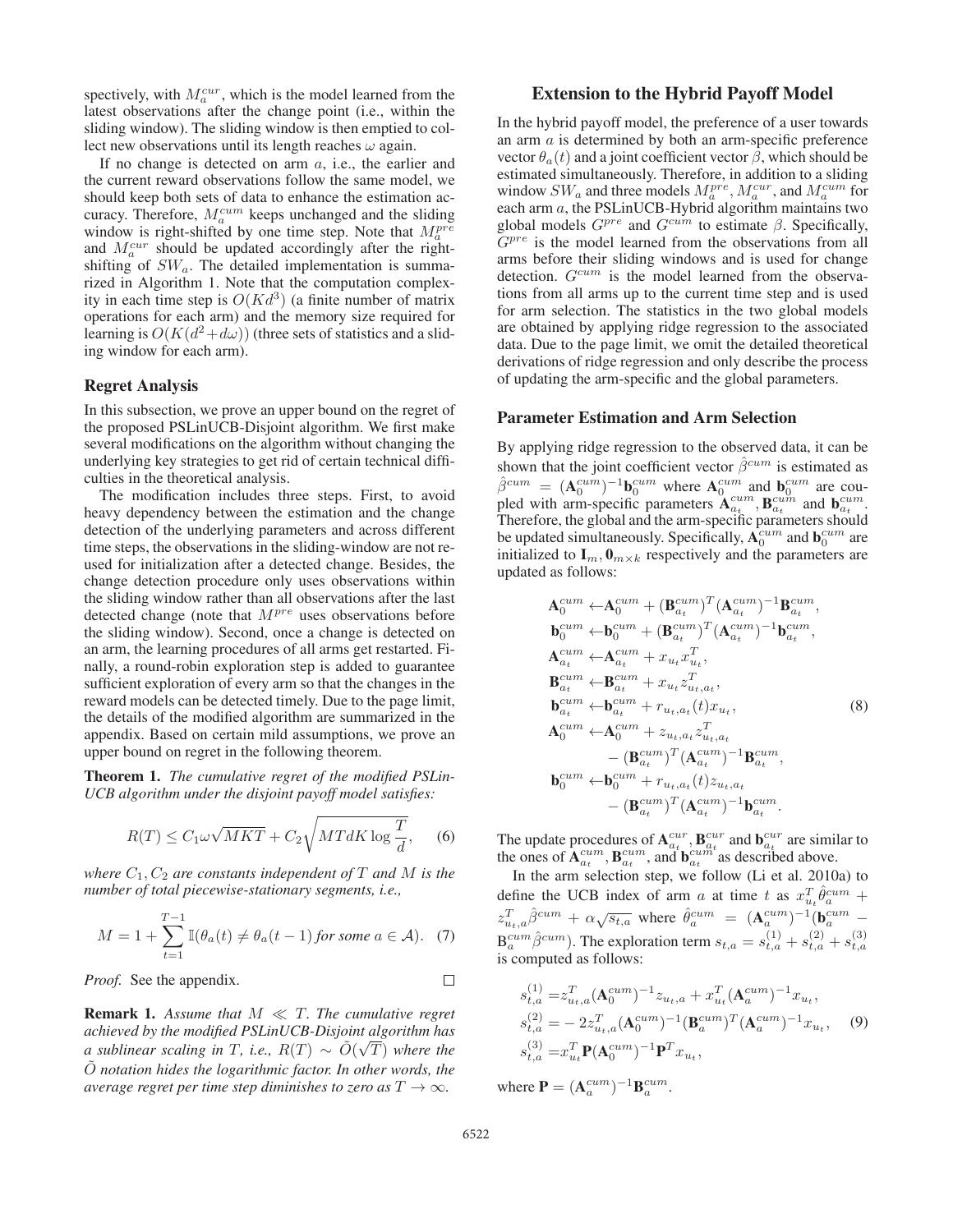spectively, with $M_a^{cur}$, which is the model learned from the latest observations after the change point (i.e., within the sliding window). The sliding window is then emptied to collect new observations until its length reaches $\omega$ again.

If no change is detected on arm $a$, i.e., the earlier and the current reward observations follow the same model, we should keep both sets of data to enhance the estimation accuracy. Therefore, $M_a^{cum}$ keeps unchanged and the sliding window is right-shifted by one time step. Note that $M_a^{pre}$ and $M_a^{cur}$ should be updated accordingly after the right-shifting of $SW_a$. The detailed implementation is summarized in Algorithm 1. Note that the computation complexity in each time step is $O(Kd^3)$ (a finite number of matrix operations for each arm) and the memory size required for learning is $O(K(d^2+d\omega))$ (three sets of statistics and a sliding window for each arm).

### Regret Analysis

In this subsection, we prove an upper bound on the regret of the proposed PSLinUCB-Disjoint algorithm. We first make several modifications on the algorithm without changing the underlying key strategies to get rid of certain technical difficulties in the theoretical analysis.

The modification includes three steps. First, to avoid heavy dependency between the estimation and the change detection of the underlying parameters and across different time steps, the observations in the sliding-window are not reused for initialization after a detected change. Besides, the change detection procedure only uses observations within the sliding window rather than all observations after the last detected change (note that $M^{pre}$ uses observations before the sliding window). Second, once a change is detected on an arm, the learning procedures of all arms get restarted. Finally, a round-robin exploration step is added to guarantee sufficient exploration of every arm so that the changes in the reward models can be detected timely. Due to the page limit, the details of the modified algorithm are summarized in the appendix. Based on certain mild assumptions, we prove an upper bound on regret in the following theorem.

**Theorem 1.** *The cumulative regret of the modified PSLinUCB algorithm under the disjoint payoff model satisfies:*

$$R(T) \leq C_1 \omega \sqrt{MKT} + C_2 \sqrt{MTdK \log \frac{T}{d}}, \quad (6)$$

*where $C_1, C_2$ are constants independent of $T$ and $M$ is the number of total piecewise-stationary segments, i.e.,*

$$M = 1 + \sum_{t=1}^{T-1} \mathbb{I}(\theta_a(t) \neq \theta_a(t-1) \text{ for some } a \in \mathcal{A}). \quad (7)$$

*Proof.* See the appendix. □

**Remark 1.** *Assume that $M \ll T$. The cumulative regret achieved by the modified PSLinUCB-Disjoint algorithm has a sublinear scaling in $T$, i.e., $R(T) \sim \tilde{O}(\sqrt{T})$ where the $\tilde{O}$ notation hides the logarithmic factor. In other words, the average regret per time step diminishes to zero as $T \to \infty$.*

## Extension to the Hybrid Payoff Model

In the hybrid payoff model, the preference of a user towards an arm $a$ is determined by both an arm-specific preference vector $\theta_a(t)$ and a joint coefficient vector $\beta$, which should be estimated simultaneously. Therefore, in addition to a sliding window $SW_a$ and three models $M_a^{pre}$, $M_a^{cur}$, and $M_a^{cum}$ for each arm $a$, the PSLinUCB-Hybrid algorithm maintains two global models $G^{pre}$ and $G^{cum}$ to estimate $\beta$. Specifically, $G^{pre}$ is the model learned from the observations from all arms before their sliding windows and is used for change detection. $G^{cum}$ is the model learned from the observations from all arms up to the current time step and is used for arm selection. The statistics in the two global models are obtained by applying ridge regression to the associated data. Due to the page limit, we omit the detailed theoretical derivations of ridge regression and only describe the process of updating the arm-specific and the global parameters.

### Parameter Estimation and Arm Selection

By applying ridge regression to the observed data, it can be shown that the joint coefficient vector $\hat{\beta}^{cum}$ is estimated as $\hat{\beta}^{cum} = (\mathbf{A}_0^{cum})^{-1}\mathbf{b}_0^{cum}$ where $\mathbf{A}_0^{cum}$ and $\mathbf{b}_0^{cum}$ are coupled with arm-specific parameters $\mathbf{A}_{a_t}^{cum}, \mathbf{B}_{a_t}^{cum}$ and $\mathbf{b}_{a_t}^{cum}$. Therefore, the global and the arm-specific parameters should be updated simultaneously. Specifically, $\mathbf{A}_0^{cum}$ and $\mathbf{b}_0^{cum}$ are initialized to $\mathbf{I}_m, \mathbf{0}_{m\times k}$ respectively and the parameters are updated as follows:

$$\begin{aligned}
\mathbf{A}_0^{cum} &\leftarrow \mathbf{A}_0^{cum} + (\mathbf{B}_{a_t}^{cum})^T(\mathbf{A}_{a_t}^{cum})^{-1}\mathbf{B}_{a_t}^{cum}, \\
\mathbf{b}_0^{cum} &\leftarrow \mathbf{b}_0^{cum} + (\mathbf{B}_{a_t}^{cum})^T(\mathbf{A}_{a_t}^{cum})^{-1}\mathbf{b}_{a_t}^{cum}, \\
\mathbf{A}_{a_t}^{cum} &\leftarrow \mathbf{A}_{a_t}^{cum} + x_{u_t}x_{u_t}^T, \\
\mathbf{B}_{a_t}^{cum} &\leftarrow \mathbf{B}_{a_t}^{cum} + x_{u_t}z_{u_t,a_t}^T, \\
\mathbf{b}_{a_t}^{cum} &\leftarrow \mathbf{b}_{a_t}^{cum} + r_{u_t,a_t}(t)x_{u_t}, \\
\mathbf{A}_0^{cum} &\leftarrow \mathbf{A}_0^{cum} + z_{u_t,a_t}z_{u_t,a_t}^T \\
&\quad - (\mathbf{B}_{a_t}^{cum})^T(\mathbf{A}_{a_t}^{cum})^{-1}\mathbf{B}_{a_t}^{cum}, \\
\mathbf{b}_0^{cum} &\leftarrow \mathbf{b}_0^{cum} + r_{u_t,a_t}(t)z_{u_t,a_t} \\
&\quad - (\mathbf{B}_{a_t}^{cum})^T(\mathbf{A}_{a_t}^{cum})^{-1}\mathbf{b}_{a_t}^{cum}.
\end{aligned} \quad (8)$$

The update procedures of $\mathbf{A}_{a_t}^{cur}, \mathbf{B}_{a_t}^{cur}$ and $\mathbf{b}_{a_t}^{cur}$ are similar to the ones of $\mathbf{A}_{a_t}^{cum}, \mathbf{B}_{a_t}^{cum}$, and $\mathbf{b}_{a_t}^{cum}$ as described above.

In the arm selection step, we follow (Li et al. 2010a) to define the UCB index of arm $a$ at time $t$ as $x_{u_t}^T\hat{\theta}_a^{cum} + z_{u_t,a}^T\hat{\beta}^{cum} + \alpha\sqrt{s_{t,a}}$ where $\hat{\theta}_a^{cum} = (\mathbf{A}_a^{cum})^{-1}(\mathbf{b}_a^{cum} - \mathbf{B}_a^{cum}\hat{\beta}^{cum})$. The exploration term $s_{t,a} = s_{t,a}^{(1)} + s_{t,a}^{(2)} + s_{t,a}^{(3)}$ is computed as follows:

$$\begin{aligned}
s_{t,a}^{(1)} &= z_{u_t,a}^T(\mathbf{A}_0^{cum})^{-1}z_{u_t,a} + x_{u_t}^T(\mathbf{A}_a^{cum})^{-1}x_{u_t}, \\
s_{t,a}^{(2)} &= -2z_{u_t,a}^T(\mathbf{A}_0^{cum})^{-1}(\mathbf{B}_a^{cum})^T(\mathbf{A}_a^{cum})^{-1}x_{u_t}, \\
s_{t,a}^{(3)} &= x_{u_t}^T\mathbf{P}(\mathbf{A}_0^{cum})^{-1}\mathbf{P}^T x_{u_t},
\end{aligned} \quad (9)$$

where $\mathbf{P} = (\mathbf{A}_a^{cum})^{-1}\mathbf{B}_a^{cum}$.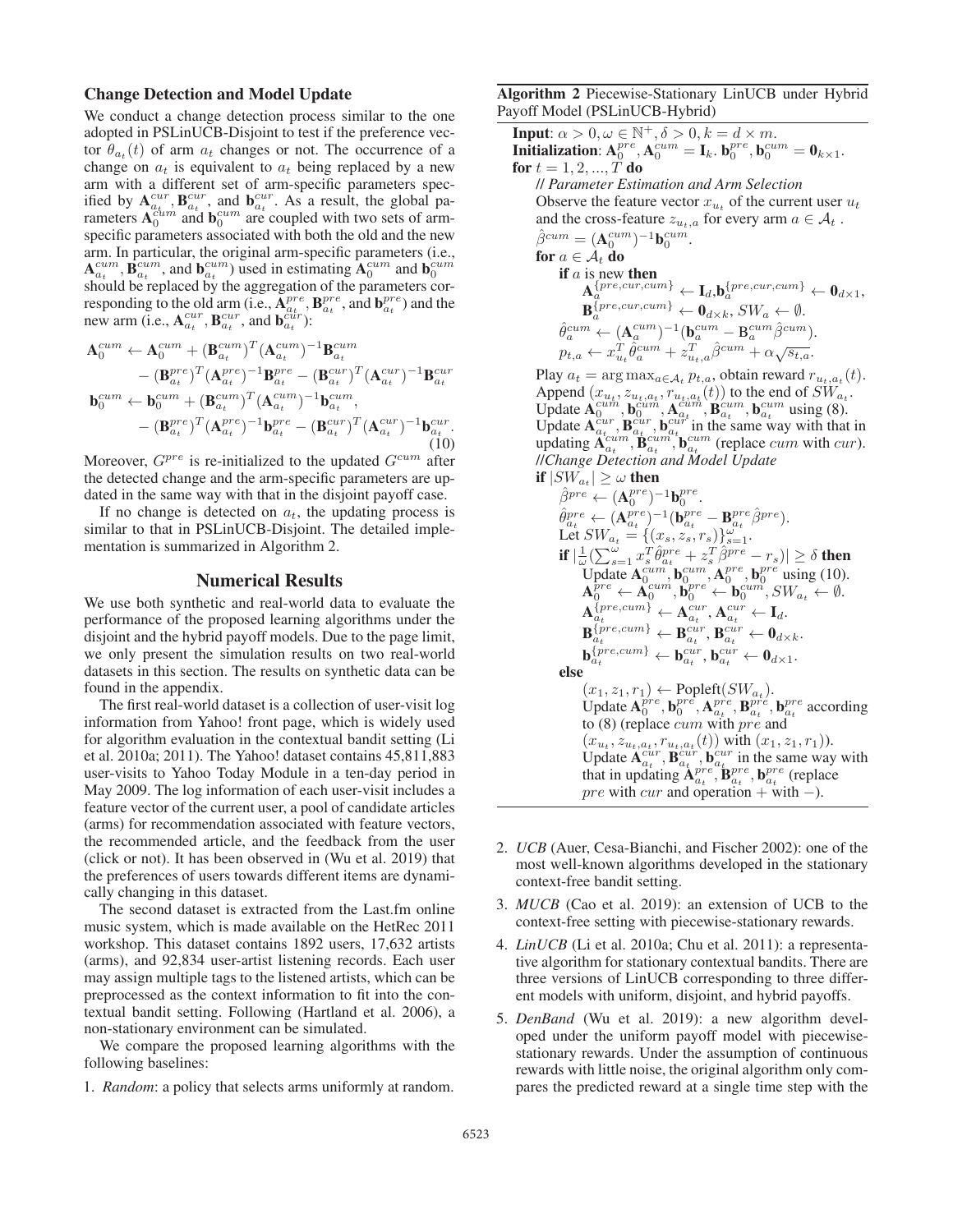### Change Detection and Model Update

We conduct a change detection process similar to the one adopted in PSLinUCB-Disjoint to test if the preference vector $\theta_{a_t}(t)$ of arm $a_t$ changes or not. The occurrence of a change on $a_t$ is equivalent to $a_t$ being replaced by a new arm with a different set of arm-specific parameters specified by $\mathbf{A}_{a_t}^{cur}$, $\mathbf{B}_{a_t}^{cur}$, and $\mathbf{b}_{a_t}^{cur}$. As a result, the global parameters $\mathbf{A}_0^{cum}$ and $\mathbf{b}_0^{cum}$ are coupled with two sets of arm-specific parameters associated with both the old and the new arm. In particular, the original arm-specific parameters (i.e., $\mathbf{A}_{a_t}^{cum}$, $\mathbf{B}_{a_t}^{cum}$, and $\mathbf{b}_{a_t}^{cum}$) used in estimating $\mathbf{A}_0^{cum}$ and $\mathbf{b}_0^{cum}$ should be replaced by the aggregation of the parameters corresponding to the old arm (i.e., $\mathbf{A}_{a_t}^{pre}$, $\mathbf{B}_{a_t}^{pre}$, and $\mathbf{b}_{a_t}^{pre}$) and the new arm (i.e., $\mathbf{A}_{a_t}^{cur}$, $\mathbf{B}_{a_t}^{cur}$, and $\mathbf{b}_{a_t}^{cur}$):

$$
\begin{aligned}
\mathbf{A}_0^{cum} \leftarrow\ & \mathbf{A}_0^{cum} + (\mathbf{B}_{a_t}^{cum})^T(\mathbf{A}_{a_t}^{cum})^{-1}\mathbf{B}_{a_t}^{cum} \\
& - (\mathbf{B}_{a_t}^{pre})^T(\mathbf{A}_{a_t}^{pre})^{-1}\mathbf{B}_{a_t}^{pre} - (\mathbf{B}_{a_t}^{cur})^T(\mathbf{A}_{a_t}^{cur})^{-1}\mathbf{B}_{a_t}^{cur} \\
\mathbf{b}_0^{cum} \leftarrow\ & \mathbf{b}_0^{cum} + (\mathbf{B}_{a_t}^{cum})^T(\mathbf{A}_{a_t}^{cum})^{-1}\mathbf{b}_{a_t}^{cum}, \\
& - (\mathbf{B}_{a_t}^{pre})^T(\mathbf{A}_{a_t}^{pre})^{-1}\mathbf{b}_{a_t}^{pre} - (\mathbf{B}_{a_t}^{cur})^T(\mathbf{A}_{a_t}^{cur})^{-1}\mathbf{b}_{a_t}^{cur}.
\end{aligned} \tag{10}
$$

Moreover, $G^{pre}$ is re-initialized to the updated $G^{cum}$ after the detected change and the arm-specific parameters are updated in the same way with that in the disjoint payoff case.

If no change is detected on $a_t$, the updating process is similar to that in PSLinUCB-Disjoint. The detailed implementation is summarized in Algorithm 2.

**Algorithm 2** Piecewise-Stationary LinUCB under Hybrid Payoff Model (PSLinUCB-Hybrid)

**Input**: $\alpha > 0, \omega \in \mathbb{N}^+, \delta > 0, k = d \times m$.
**Initialization**: $\mathbf{A}_0^{pre}, \mathbf{A}_0^{cum} = \mathbf{I}_k$. $\mathbf{b}_0^{pre}, \mathbf{b}_0^{cum} = \mathbf{0}_{k\times 1}$.
**for** $t = 1, 2, ..., T$ **do**
  *// Parameter Estimation and Arm Selection*
  Observe the feature vector $x_{u_t}$ of the current user $u_t$ and the cross-feature $z_{u_t,a}$ for every arm $a \in \mathcal{A}_t$ .
  $\hat{\beta}^{cum} = (\mathbf{A}_0^{cum})^{-1}\mathbf{b}_0^{cum}$.
  **for** $a \in \mathcal{A}_t$ **do**
    **if** $a$ is new **then**
      $\mathbf{A}_a^{\{pre,cur,cum\}} \leftarrow \mathbf{I}_d, \mathbf{b}_a^{\{pre,cur,cum\}} \leftarrow \mathbf{0}_{d\times 1}$,
      $\mathbf{B}_a^{\{pre,cur,cum\}} \leftarrow \mathbf{0}_{d\times k}$, $SW_a \leftarrow \emptyset$.
    $\hat{\theta}_a^{cum} \leftarrow (\mathbf{A}_a^{cum})^{-1}(\mathbf{b}_a^{cum} - \mathbf{B}_a^{cum}\hat{\beta}^{cum})$.
    $p_{t,a} \leftarrow x_{u_t}^T\hat{\theta}_a^{cum} + z_{u_t,a}^T\hat{\beta}^{cum} + \alpha\sqrt{s_{t,a}}$.
  Play $a_t = \arg\max_{a\in\mathcal{A}_t} p_{t,a}$, obtain reward $r_{u_t,a_t}(t)$.
  Append $(x_{u_t}, z_{u_t,a_t}, r_{u_t,a_t}(t))$ to the end of $SW_{a_t}$.
  Update $\mathbf{A}_0^{cum}, \mathbf{b}_0^{cum}, \mathbf{A}_{a_t}^{cum}, \mathbf{B}_{a_t}^{cum}, \mathbf{b}_{a_t}^{cum}$ using (8).
  Update $\mathbf{A}_{a_t}^{cur}, \mathbf{B}_{a_t}^{cur}, \mathbf{b}_{a_t}^{cur}$ in the same way with that in updating $\mathbf{A}_{a_t}^{cum}, \mathbf{B}_{a_t}^{cum}, \mathbf{b}_{a_t}^{cum}$ (replace $cum$ with $cur$).
  *//Change Detection and Model Update*
  **if** $|SW_{a_t}| \geq \omega$ **then**
    $\hat{\beta}^{pre} \leftarrow (\mathbf{A}_0^{pre})^{-1}\mathbf{b}_0^{pre}$.
    $\hat{\theta}_{a_t}^{pre} \leftarrow (\mathbf{A}_{a_t}^{pre})^{-1}(\mathbf{b}_{a_t}^{pre} - \mathbf{B}_{a_t}^{pre}\hat{\beta}^{pre})$.
    Let $SW_{a_t} = \{(x_s, z_s, r_s)\}_{s=1}^{\omega}$.
    **if** $|\frac{1}{\omega}(\sum_{s=1}^{\omega} x_s^T\hat{\theta}_{a_t}^{pre} + z_s^T\hat{\beta}^{pre} - r_s)| \geq \delta$ **then**
      Update $\mathbf{A}_0^{cum}, \mathbf{b}_0^{cum}, \mathbf{A}_0^{pre}, \mathbf{b}_0^{pre}$ using (10).
      $\mathbf{A}_0^{pre} \leftarrow \mathbf{A}_0^{cum}, \mathbf{b}_0^{pre} \leftarrow \mathbf{b}_0^{cum}, SW_{a_t} \leftarrow \emptyset$.
      $\mathbf{A}_{a_t}^{\{pre,cum\}} \leftarrow \mathbf{A}_{a_t}^{cur}, \mathbf{A}_{a_t}^{cur} \leftarrow \mathbf{I}_d$.
      $\mathbf{B}_{a_t}^{\{pre,cum\}} \leftarrow \mathbf{B}_{a_t}^{cur}, \mathbf{B}_{a_t}^{cur} \leftarrow \mathbf{0}_{d\times k}$.
      $\mathbf{b}_{a_t}^{\{pre,cum\}} \leftarrow \mathbf{b}_{a_t}^{cur}, \mathbf{b}_{a_t}^{cur} \leftarrow \mathbf{0}_{d\times 1}$.
    **else**
      $(x_1, z_1, r_1) \leftarrow \text{Popleft}(SW_{a_t})$.
      Update $\mathbf{A}_0^{pre}, \mathbf{b}_0^{pre}, \mathbf{A}_{a_t}^{pre}, \mathbf{B}_{a_t}^{pre}, \mathbf{b}_{a_t}^{pre}$ according to (8) (replace $cum$ with $pre$ and $(x_{u_t}, z_{u_t,a_t}, r_{u_t,a_t}(t))$ with $(x_1, z_1, r_1)$).
      Update $\mathbf{A}_{a_t}^{cur}, \mathbf{B}_{a_t}^{cur}, \mathbf{b}_{a_t}^{cur}$ in the same way with that in updating $\mathbf{A}_{a_t}^{pre}, \mathbf{B}_{a_t}^{pre}, \mathbf{b}_{a_t}^{pre}$ (replace $pre$ with $cur$ and operation $+$ with $-$).

## Numerical Results

We use both synthetic and real-world data to evaluate the performance of the proposed learning algorithms under the disjoint and the hybrid payoff models. Due to the page limit, we only present the simulation results on two real-world datasets in this section. The results on synthetic data can be found in the appendix.

The first real-world dataset is a collection of user-visit log information from Yahoo! front page, which is widely used for algorithm evaluation in the contextual bandit setting (Li et al. 2010a; 2011). The Yahoo! dataset contains 45,811,883 user-visits to Yahoo Today Module in a ten-day period in May 2009. The log information of each user-visit includes a feature vector of the current user, a pool of candidate articles (arms) for recommendation associated with feature vectors, the recommended article, and the feedback from the user (click or not). It has been observed in (Wu et al. 2019) that the preferences of users towards different items are dynamically changing in this dataset.

The second dataset is extracted from the Last.fm online music system, which is made available on the HetRec 2011 workshop. This dataset contains 1892 users, 17,632 artists (arms), and 92,834 user-artist listening records. Each user may assign multiple tags to the listened artists, which can be preprocessed as the context information to fit into the contextual bandit setting. Following (Hartland et al. 2006), a non-stationary environment can be simulated.

We compare the proposed learning algorithms with the following baselines:

1. *Random*: a policy that selects arms uniformly at random.
2. *UCB* (Auer, Cesa-Bianchi, and Fischer 2002): one of the most well-known algorithms developed in the stationary context-free bandit setting.
3. *MUCB* (Cao et al. 2019): an extension of UCB to the context-free setting with piecewise-stationary rewards.
4. *LinUCB* (Li et al. 2010a; Chu et al. 2011): a representative algorithm for stationary contextual bandits. There are three versions of LinUCB corresponding to three different models with uniform, disjoint, and hybrid payoffs.
5. *DenBand* (Wu et al. 2019): a new algorithm developed under the uniform payoff model with piecewise-stationary rewards. Under the assumption of continuous rewards with little noise, the original algorithm only compares the predicted reward at a single time step with the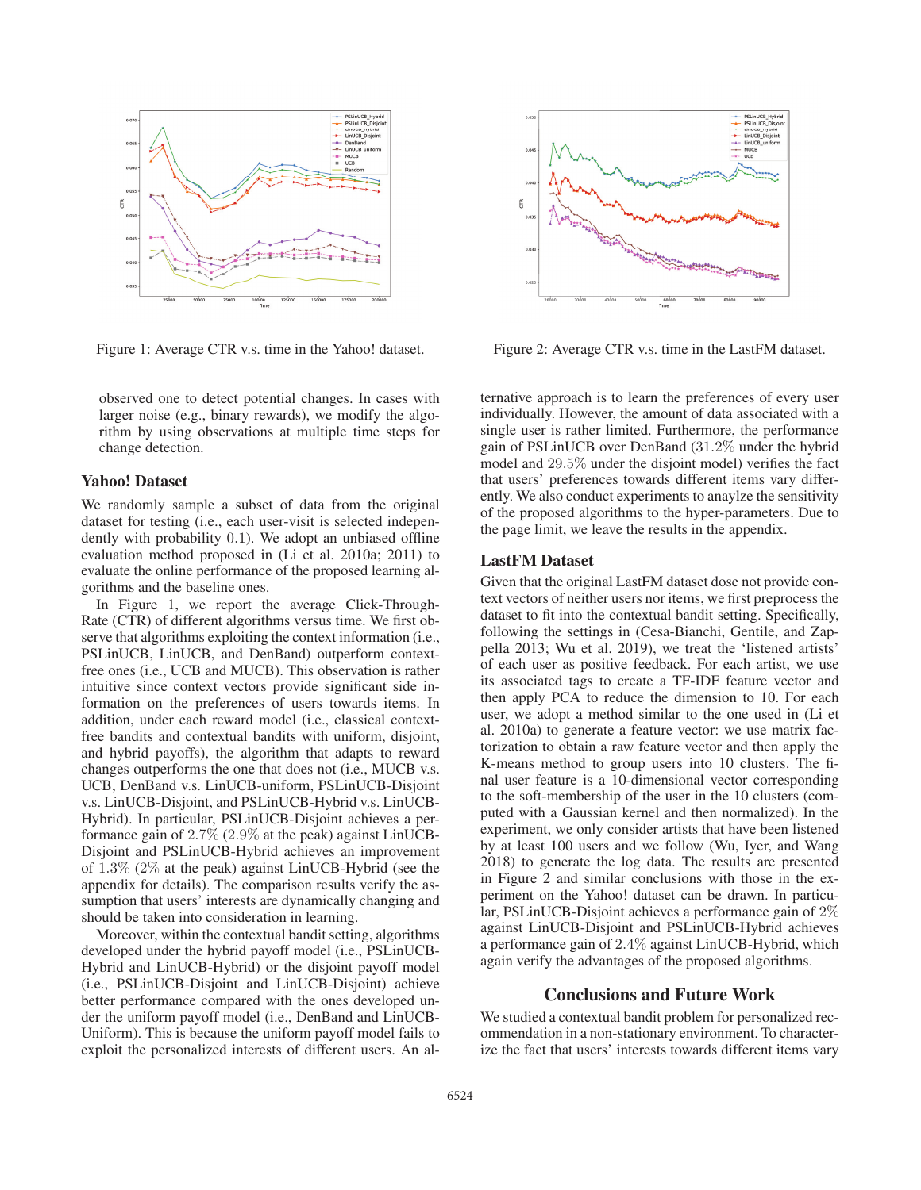Figure 1: Average CTR v.s. time in the Yahoo! dataset.

Figure 2: Average CTR v.s. time in the LastFM dataset.

observed one to detect potential changes. In cases with larger noise (e.g., binary rewards), we modify the algorithm by using observations at multiple time steps for change detection.

### Yahoo! Dataset

We randomly sample a subset of data from the original dataset for testing (i.e., each user-visit is selected independently with probability 0.1). We adopt an unbiased offline evaluation method proposed in (Li et al. 2010a; 2011) to evaluate the online performance of the proposed learning algorithms and the baseline ones.

In Figure 1, we report the average Click-Through-Rate (CTR) of different algorithms versus time. We first observe that algorithms exploiting the context information (i.e., PSLinUCB, LinUCB, and DenBand) outperform context-free ones (i.e., UCB and MUCB). This observation is rather intuitive since context vectors provide significant side information on the preferences of users towards items. In addition, under each reward model (i.e., classical context-free bandits and contextual bandits with uniform, disjoint, and hybrid payoffs), the algorithm that adapts to reward changes outperforms the one that does not (i.e., MUCB v.s. UCB, DenBand v.s. LinUCB-uniform, PSLinUCB-Disjoint v.s. LinUCB-Disjoint, and PSLinUCB-Hybrid v.s. LinUCB-Hybrid). In particular, PSLinUCB-Disjoint achieves a performance gain of 2.7% (2.9% at the peak) against LinUCB-Disjoint and PSLinUCB-Hybrid achieves an improvement of 1.3% (2% at the peak) against LinUCB-Hybrid (see the appendix for details). The comparison results verify the assumption that users' interests are dynamically changing and should be taken into consideration in learning.

Moreover, within the contextual bandit setting, algorithms developed under the hybrid payoff model (i.e., PSLinUCB-Hybrid and LinUCB-Hybrid) or the disjoint payoff model (i.e., PSLinUCB-Disjoint and LinUCB-Disjoint) achieve better performance compared with the ones developed under the uniform payoff model (i.e., DenBand and LinUCB-Uniform). This is because the uniform payoff model fails to exploit the personalized interests of different users. An alternative approach is to learn the preferences of every user individually. However, the amount of data associated with a single user is rather limited. Furthermore, the performance gain of PSLinUCB over DenBand (31.2% under the hybrid model and 29.5% under the disjoint model) verifies the fact that users' preferences towards different items vary differently. We also conduct experiments to anaylze the sensitivity of the proposed algorithms to the hyper-parameters. Due to the page limit, we leave the results in the appendix.

### LastFM Dataset

Given that the original LastFM dataset dose not provide context vectors of neither users nor items, we first preprocess the dataset to fit into the contextual bandit setting. Specifically, following the settings in (Cesa-Bianchi, Gentile, and Zappella 2013; Wu et al. 2019), we treat the 'listened artists' of each user as positive feedback. For each artist, we use its associated tags to create a TF-IDF feature vector and then apply PCA to reduce the dimension to 10. For each user, we adopt a method similar to the one used in (Li et al. 2010a) to generate a feature vector: we use matrix factorization to obtain a raw feature vector and then apply the K-means method to group users into 10 clusters. The final user feature is a 10-dimensional vector corresponding to the soft-membership of the user in the 10 clusters (computed with a Gaussian kernel and then normalized). In the experiment, we only consider artists that have been listened by at least 100 users and we follow (Wu, Iyer, and Wang 2018) to generate the log data. The results are presented in Figure 2 and similar conclusions with those in the experiment on the Yahoo! dataset can be drawn. In particular, PSLinUCB-Disjoint achieves a performance gain of 2% against LinUCB-Disjoint and PSLinUCB-Hybrid achieves a performance gain of 2.4% against LinUCB-Hybrid, which again verify the advantages of the proposed algorithms.

## Conclusions and Future Work

We studied a contextual bandit problem for personalized recommendation in a non-stationary environment. To characterize the fact that users' interests towards different items vary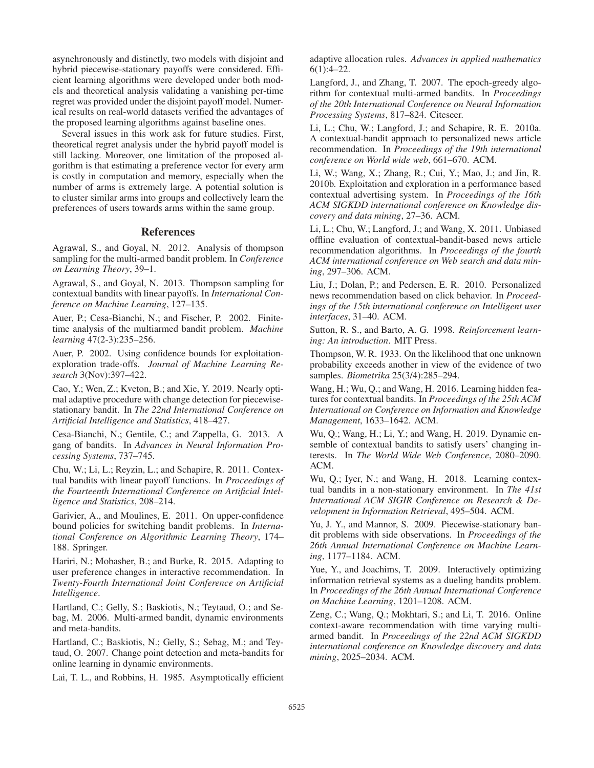asynchronously and distinctly, two models with disjoint and hybrid piecewise-stationary payoffs were considered. Efficient learning algorithms were developed under both models and theoretical analysis validating a vanishing per-time regret was provided under the disjoint payoff model. Numerical results on real-world datasets verified the advantages of the proposed learning algorithms against baseline ones.

Several issues in this work ask for future studies. First, theoretical regret analysis under the hybrid payoff model is still lacking. Moreover, one limitation of the proposed algorithm is that estimating a preference vector for every arm is costly in computation and memory, especially when the number of arms is extremely large. A potential solution is to cluster similar arms into groups and collectively learn the preferences of users towards arms within the same group.

## References

Agrawal, S., and Goyal, N. 2012. Analysis of thompson sampling for the multi-armed bandit problem. In *Conference on Learning Theory*, 39–1.

Agrawal, S., and Goyal, N. 2013. Thompson sampling for contextual bandits with linear payoffs. In *International Conference on Machine Learning*, 127–135.

Auer, P.; Cesa-Bianchi, N.; and Fischer, P. 2002. Finite-time analysis of the multiarmed bandit problem. *Machine learning* 47(2-3):235–256.

Auer, P. 2002. Using confidence bounds for exploitation-exploration trade-offs. *Journal of Machine Learning Research* 3(Nov):397–422.

Cao, Y.; Wen, Z.; Kveton, B.; and Xie, Y. 2019. Nearly optimal adaptive procedure with change detection for piecewise-stationary bandit. In *The 22nd International Conference on Artificial Intelligence and Statistics*, 418–427.

Cesa-Bianchi, N.; Gentile, C.; and Zappella, G. 2013. A gang of bandits. In *Advances in Neural Information Processing Systems*, 737–745.

Chu, W.; Li, L.; Reyzin, L.; and Schapire, R. 2011. Contextual bandits with linear payoff functions. In *Proceedings of the Fourteenth International Conference on Artificial Intelligence and Statistics*, 208–214.

Garivier, A., and Moulines, E. 2011. On upper-confidence bound policies for switching bandit problems. In *International Conference on Algorithmic Learning Theory*, 174–188. Springer.

Hariri, N.; Mobasher, B.; and Burke, R. 2015. Adapting to user preference changes in interactive recommendation. In *Twenty-Fourth International Joint Conference on Artificial Intelligence*.

Hartland, C.; Gelly, S.; Baskiotis, N.; Teytaud, O.; and Sebag, M. 2006. Multi-armed bandit, dynamic environments and meta-bandits.

Hartland, C.; Baskiotis, N.; Gelly, S.; Sebag, M.; and Teytaud, O. 2007. Change point detection and meta-bandits for online learning in dynamic environments.

Lai, T. L., and Robbins, H. 1985. Asymptotically efficient adaptive allocation rules. *Advances in applied mathematics* 6(1):4–22.

Langford, J., and Zhang, T. 2007. The epoch-greedy algorithm for contextual multi-armed bandits. In *Proceedings of the 20th International Conference on Neural Information Processing Systems*, 817–824. Citeseer.

Li, L.; Chu, W.; Langford, J.; and Schapire, R. E. 2010a. A contextual-bandit approach to personalized news article recommendation. In *Proceedings of the 19th international conference on World wide web*, 661–670. ACM.

Li, W.; Wang, X.; Zhang, R.; Cui, Y.; Mao, J.; and Jin, R. 2010b. Exploitation and exploration in a performance based contextual advertising system. In *Proceedings of the 16th ACM SIGKDD international conference on Knowledge discovery and data mining*, 27–36. ACM.

Li, L.; Chu, W.; Langford, J.; and Wang, X. 2011. Unbiased offline evaluation of contextual-bandit-based news article recommendation algorithms. In *Proceedings of the fourth ACM international conference on Web search and data mining*, 297–306. ACM.

Liu, J.; Dolan, P.; and Pedersen, E. R. 2010. Personalized news recommendation based on click behavior. In *Proceedings of the 15th international conference on Intelligent user interfaces*, 31–40. ACM.

Sutton, R. S., and Barto, A. G. 1998. *Reinforcement learning: An introduction*. MIT Press.

Thompson, W. R. 1933. On the likelihood that one unknown probability exceeds another in view of the evidence of two samples. *Biometrika* 25(3/4):285–294.

Wang, H.; Wu, Q.; and Wang, H. 2016. Learning hidden features for contextual bandits. In *Proceedings of the 25th ACM International on Conference on Information and Knowledge Management*, 1633–1642. ACM.

Wu, Q.; Wang, H.; Li, Y.; and Wang, H. 2019. Dynamic ensemble of contextual bandits to satisfy users' changing interests. In *The World Wide Web Conference*, 2080–2090. ACM.

Wu, Q.; Iyer, N.; and Wang, H. 2018. Learning contextual bandits in a non-stationary environment. In *The 41st International ACM SIGIR Conference on Research & Development in Information Retrieval*, 495–504. ACM.

Yu, J. Y., and Mannor, S. 2009. Piecewise-stationary bandit problems with side observations. In *Proceedings of the 26th Annual International Conference on Machine Learning*, 1177–1184. ACM.

Yue, Y., and Joachims, T. 2009. Interactively optimizing information retrieval systems as a dueling bandits problem. In *Proceedings of the 26th Annual International Conference on Machine Learning*, 1201–1208. ACM.

Zeng, C.; Wang, Q.; Mokhtari, S.; and Li, T. 2016. Online context-aware recommendation with time varying multi-armed bandit. In *Proceedings of the 22nd ACM SIGKDD international conference on Knowledge discovery and data mining*, 2025–2034. ACM.